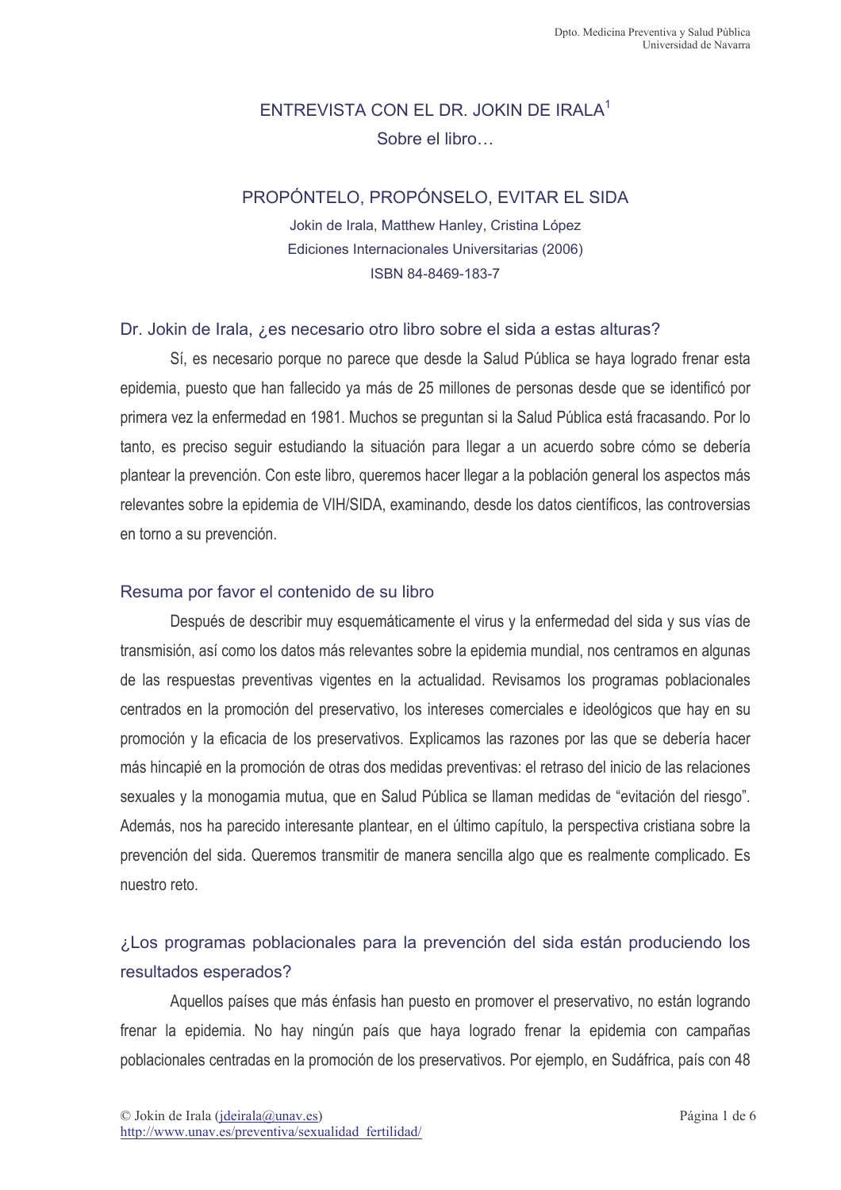# ENTREVISTA CON EL DR. JOKIN DE IRALA[1]

Sobre el libro…

## PROPÓNTELO, PROPÓNSELO, EVITAR EL SIDA

Jokin de Irala, Matthew Hanley, Cristina López

Ediciones Internacionales Universitarias (2006)

ISBN 84-8469-183-7

### Dr. Jokin de Irala, ¿es necesario otro libro sobre el sida a estas alturas?

Sí, es necesario porque no parece que desde la Salud Pública se haya logrado frenar esta epidemia, puesto que han fallecido ya más de 25 millones de personas desde que se identificó por primera vez la enfermedad en 1981. Muchos se preguntan si la Salud Pública está fracasando. Por lo tanto, es preciso seguir estudiando la situación para llegar a un acuerdo sobre cómo se debería plantear la prevención. Con este libro, queremos hacer llegar a la población general los aspectos más relevantes sobre la epidemia de VIH/SIDA, examinando, desde los datos científicos, las controversias en torno a su prevención.

### Resuma por favor el contenido de su libro

Después de describir muy esquemáticamente el virus y la enfermedad del sida y sus vías de transmisión, así como los datos más relevantes sobre la epidemia mundial, nos centramos en algunas de las respuestas preventivas vigentes en la actualidad. Revisamos los programas poblacionales centrados en la promoción del preservativo, los intereses comerciales e ideológicos que hay en su promoción y la eficacia de los preservativos. Explicamos las razones por las que se debería hacer más hincapié en la promoción de otras dos medidas preventivas: el retraso del inicio de las relaciones sexuales y la monogamia mutua, que en Salud Pública se llaman medidas de "evitación del riesgo". Además, nos ha parecido interesante plantear, en el último capítulo, la perspectiva cristiana sobre la prevención del sida. Queremos transmitir de manera sencilla algo que es realmente complicado. Es nuestro reto.

### ¿Los programas poblacionales para la prevención del sida están produciendo los resultados esperados?

Aquellos países que más énfasis han puesto en promover el preservativo, no están logrando frenar la epidemia. No hay ningún país que haya logrado frenar la epidemia con campañas poblacionales centradas en la promoción de los preservativos. Por ejemplo, en Sudáfrica, país con 48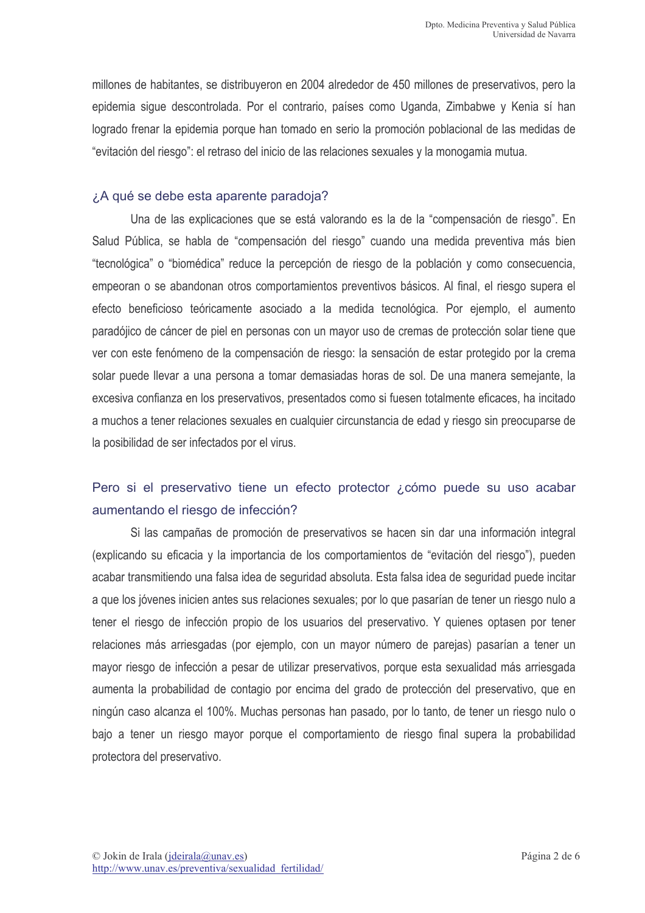millones de habitantes, se distribuyeron en 2004 alrededor de 450 millones de preservativos, pero la epidemia sigue descontrolada. Por el contrario, países como Uganda, Zimbabwe y Kenia sí han logrado frenar la epidemia porque han tomado en serio la promoción poblacional de las medidas de "evitación del riesgo": el retraso del inicio de las relaciones sexuales y la monogamia mutua.

### ¿A qué se debe esta aparente paradoja?

Una de las explicaciones que se está valorando es la de la "compensación de riesgo". En Salud Pública, se habla de "compensación del riesgo" cuando una medida preventiva más bien "tecnológica" o "biomédica" reduce la percepción de riesgo de la población y como consecuencia, empeoran o se abandonan otros comportamientos preventivos básicos. Al final, el riesgo supera el efecto beneficioso teóricamente asociado a la medida tecnológica. Por ejemplo, el aumento paradójico de cáncer de piel en personas con un mayor uso de cremas de protección solar tiene que ver con este fenómeno de la compensación de riesgo: la sensación de estar protegido por la crema solar puede llevar a una persona a tomar demasiadas horas de sol. De una manera semejante, la excesiva confianza en los preservativos, presentados como si fuesen totalmente eficaces, ha incitado a muchos a tener relaciones sexuales en cualquier circunstancia de edad y riesgo sin preocuparse de la posibilidad de ser infectados por el virus.

### Pero si el preservativo tiene un efecto protector ¿cómo puede su uso acabar aumentando el riesgo de infección?

Si las campañas de promoción de preservativos se hacen sin dar una información integral (explicando su eficacia y la importancia de los comportamientos de "evitación del riesgo"), pueden acabar transmitiendo una falsa idea de seguridad absoluta. Esta falsa idea de seguridad puede incitar a que los jóvenes inicien antes sus relaciones sexuales; por lo que pasarían de tener un riesgo nulo a tener el riesgo de infección propio de los usuarios del preservativo. Y quienes optasen por tener relaciones más arriesgadas (por ejemplo, con un mayor número de parejas) pasarían a tener un mayor riesgo de infección a pesar de utilizar preservativos, porque esta sexualidad más arriesgada aumenta la probabilidad de contagio por encima del grado de protección del preservativo, que en ningún caso alcanza el 100%. Muchas personas han pasado, por lo tanto, de tener un riesgo nulo o bajo a tener un riesgo mayor porque el comportamiento de riesgo final supera la probabilidad protectora del preservativo.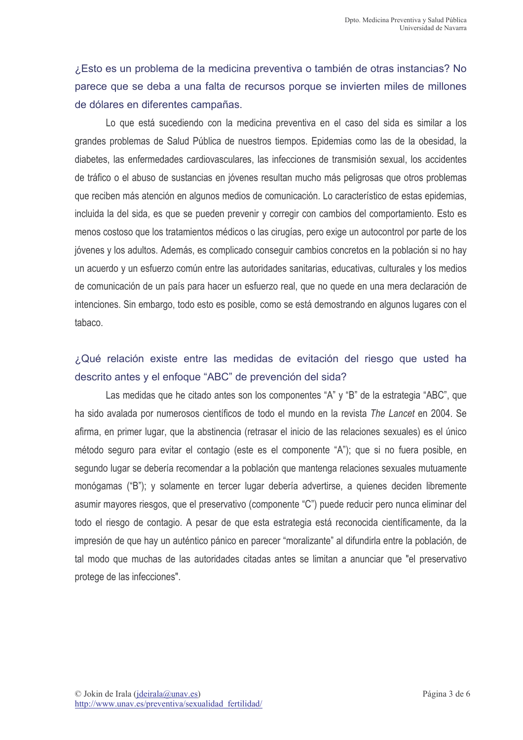## ¿Esto es un problema de la medicina preventiva o también de otras instancias? No parece que se deba a una falta de recursos porque se invierten miles de millones de dólares en diferentes campañas.

Lo que está sucediendo con la medicina preventiva en el caso del sida es similar a los grandes problemas de Salud Pública de nuestros tiempos. Epidemias como las de la obesidad, la diabetes, las enfermedades cardiovasculares, las infecciones de transmisión sexual, los accidentes de tráfico o el abuso de sustancias en jóvenes resultan mucho más peligrosas que otros problemas que reciben más atención en algunos medios de comunicación. Lo característico de estas epidemias, incluida la del sida, es que se pueden prevenir y corregir con cambios del comportamiento. Esto es menos costoso que los tratamientos médicos o las cirugías, pero exige un autocontrol por parte de los jóvenes y los adultos. Además, es complicado conseguir cambios concretos en la población si no hay un acuerdo y un esfuerzo común entre las autoridades sanitarias, educativas, culturales y los medios de comunicación de un país para hacer un esfuerzo real, que no quede en una mera declaración de intenciones. Sin embargo, todo esto es posible, como se está demostrando en algunos lugares con el tabaco.

## ¿Qué relación existe entre las medidas de evitación del riesgo que usted ha descrito antes y el enfoque "ABC" de prevención del sida?

Las medidas que he citado antes son los componentes "A" y "B" de la estrategia "ABC", que ha sido avalada por numerosos científicos de todo el mundo en la revista *The Lancet* en 2004. Se afirma, en primer lugar, que la abstinencia (retrasar el inicio de las relaciones sexuales) es el único método seguro para evitar el contagio (este es el componente "A"); que si no fuera posible, en segundo lugar se debería recomendar a la población que mantenga relaciones sexuales mutuamente monógamas ("B"); y solamente en tercer lugar debería advertirse, a quienes deciden libremente asumir mayores riesgos, que el preservativo (componente "C") puede reducir pero nunca eliminar del todo el riesgo de contagio. A pesar de que esta estrategia está reconocida científicamente, da la impresión de que hay un auténtico pánico en parecer "moralizante" al difundirla entre la población, de tal modo que muchas de las autoridades citadas antes se limitan a anunciar que "el preservativo protege de las infecciones".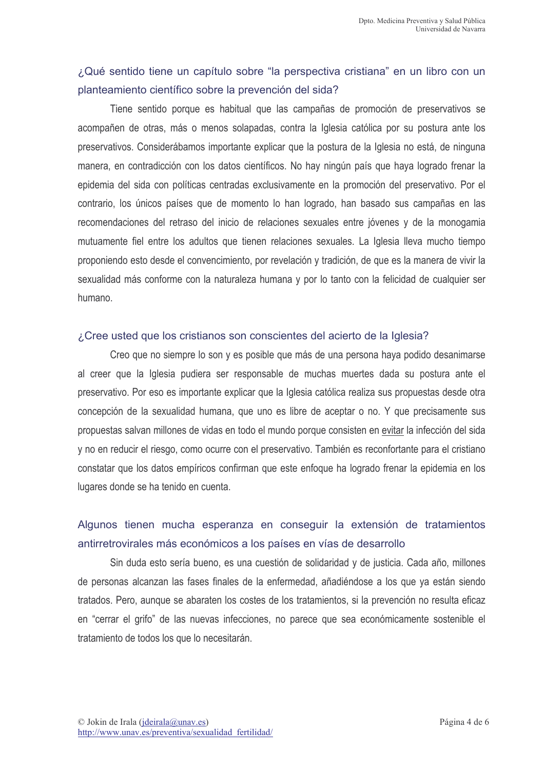## ¿Qué sentido tiene un capítulo sobre "la perspectiva cristiana" en un libro con un planteamiento científico sobre la prevención del sida?

Tiene sentido porque es habitual que las campañas de promoción de preservativos se acompañen de otras, más o menos solapadas, contra la Iglesia católica por su postura ante los preservativos. Considerábamos importante explicar que la postura de la Iglesia no está, de ninguna manera, en contradicción con los datos científicos. No hay ningún país que haya logrado frenar la epidemia del sida con políticas centradas exclusivamente en la promoción del preservativo. Por el contrario, los únicos países que de momento lo han logrado, han basado sus campañas en las recomendaciones del retraso del inicio de relaciones sexuales entre jóvenes y de la monogamia mutuamente fiel entre los adultos que tienen relaciones sexuales. La Iglesia lleva mucho tiempo proponiendo esto desde el convencimiento, por revelación y tradición, de que es la manera de vivir la sexualidad más conforme con la naturaleza humana y por lo tanto con la felicidad de cualquier ser humano.

## ¿Cree usted que los cristianos son conscientes del acierto de la Iglesia?

Creo que no siempre lo son y es posible que más de una persona haya podido desanimarse al creer que la Iglesia pudiera ser responsable de muchas muertes dada su postura ante el preservativo. Por eso es importante explicar que la Iglesia católica realiza sus propuestas desde otra concepción de la sexualidad humana, que uno es libre de aceptar o no. Y que precisamente sus propuestas salvan millones de vidas en todo el mundo porque consisten en <u>evitar</u> la infección del sida y no en reducir el riesgo, como ocurre con el preservativo. También es reconfortante para el cristiano constatar que los datos empíricos confirman que este enfoque ha logrado frenar la epidemia en los lugares donde se ha tenido en cuenta.

## Algunos tienen mucha esperanza en conseguir la extensión de tratamientos antirretrovirales más económicos a los países en vías de desarrollo

Sin duda esto sería bueno, es una cuestión de solidaridad y de justicia. Cada año, millones de personas alcanzan las fases finales de la enfermedad, añadiéndose a los que ya están siendo tratados. Pero, aunque se abaraten los costes de los tratamientos, si la prevención no resulta eficaz en "cerrar el grifo" de las nuevas infecciones, no parece que sea económicamente sostenible el tratamiento de todos los que lo necesitarán.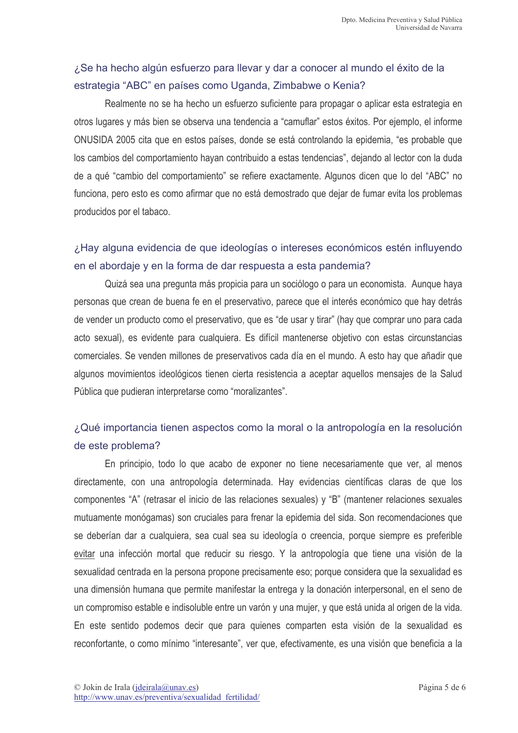## ¿Se ha hecho algún esfuerzo para llevar y dar a conocer al mundo el éxito de la estrategia "ABC" en países como Uganda, Zimbabwe o Kenia?

Realmente no se ha hecho un esfuerzo suficiente para propagar o aplicar esta estrategia en otros lugares y más bien se observa una tendencia a "camuflar" estos éxitos. Por ejemplo, el informe ONUSIDA 2005 cita que en estos países, donde se está controlando la epidemia, "es probable que los cambios del comportamiento hayan contribuido a estas tendencias", dejando al lector con la duda de a qué "cambio del comportamiento" se refiere exactamente. Algunos dicen que lo del "ABC" no funciona, pero esto es como afirmar que no está demostrado que dejar de fumar evita los problemas producidos por el tabaco.

## ¿Hay alguna evidencia de que ideologías o intereses económicos estén influyendo en el abordaje y en la forma de dar respuesta a esta pandemia?

Quizá sea una pregunta más propicia para un sociólogo o para un economista. Aunque haya personas que crean de buena fe en el preservativo, parece que el interés económico que hay detrás de vender un producto como el preservativo, que es "de usar y tirar" (hay que comprar uno para cada acto sexual), es evidente para cualquiera. Es difícil mantenerse objetivo con estas circunstancias comerciales. Se venden millones de preservativos cada día en el mundo. A esto hay que añadir que algunos movimientos ideológicos tienen cierta resistencia a aceptar aquellos mensajes de la Salud Pública que pudieran interpretarse como "moralizantes".

## ¿Qué importancia tienen aspectos como la moral o la antropología en la resolución de este problema?

En principio, todo lo que acabo de exponer no tiene necesariamente que ver, al menos directamente, con una antropología determinada. Hay evidencias científicas claras de que los componentes "A" (retrasar el inicio de las relaciones sexuales) y "B" (mantener relaciones sexuales mutuamente monógamas) son cruciales para frenar la epidemia del sida. Son recomendaciones que se deberían dar a cualquiera, sea cual sea su ideología o creencia, porque siempre es preferible <u>evitar</u> una infección mortal que reducir su riesgo. Y la antropología que tiene una visión de la sexualidad centrada en la persona propone precisamente eso; porque considera que la sexualidad es una dimensión humana que permite manifestar la entrega y la donación interpersonal, en el seno de un compromiso estable e indisoluble entre un varón y una mujer, y que está unida al origen de la vida. En este sentido podemos decir que para quienes comparten esta visión de la sexualidad es reconfortante, o como mínimo "interesante", ver que, efectivamente, es una visión que beneficia a la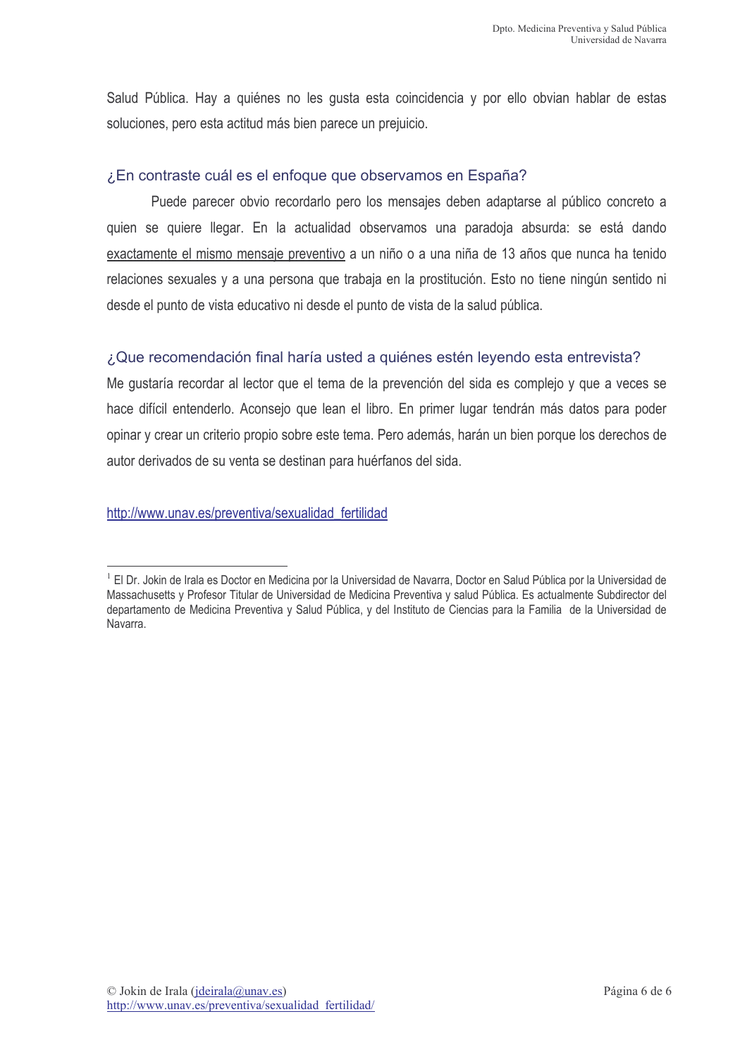Salud Pública. Hay a quiénes no les gusta esta coincidencia y por ello obvian hablar de estas soluciones, pero esta actitud más bien parece un prejuicio.

## ¿En contraste cuál es el enfoque que observamos en España?

Puede parecer obvio recordarlo pero los mensajes deben adaptarse al público concreto a quien se quiere llegar. En la actualidad observamos una paradoja absurda: se está dando exactamente el mismo mensaje preventivo a un niño o a una niña de 13 años que nunca ha tenido relaciones sexuales y a una persona que trabaja en la prostitución. Esto no tiene ningún sentido ni desde el punto de vista educativo ni desde el punto de vista de la salud pública.

## ¿Que recomendación final haría usted a quiénes estén leyendo esta entrevista?

Me gustaría recordar al lector que el tema de la prevención del sida es complejo y que a veces se hace difícil entenderlo. Aconsejo que lean el libro. En primer lugar tendrán más datos para poder opinar y crear un criterio propio sobre este tema. Pero además, harán un bien porque los derechos de autor derivados de su venta se destinan para huérfanos del sida.

http://www.unav.es/preventiva/sexualidad_fertilidad

---

[1] El Dr. Jokin de Irala es Doctor en Medicina por la Universidad de Navarra, Doctor en Salud Pública por la Universidad de Massachusetts y Profesor Titular de Universidad de Medicina Preventiva y salud Pública. Es actualmente Subdirector del departamento de Medicina Preventiva y Salud Pública, y del Instituto de Ciencias para la Familia de la Universidad de Navarra.